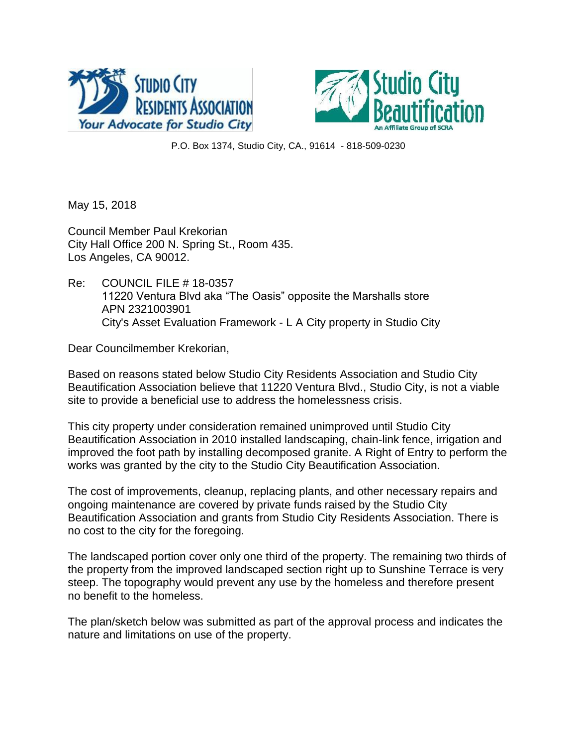**STUDIO CITY RESIDENTS ASSOCIATION**
*Your Advocate for Studio City*

**Studio City Beautification**
An Affiliate Group of SCRA

P.O. Box 1374, Studio City, CA., 91614 - 818-509-0230

May 15, 2018

Council Member Paul Krekorian
City Hall Office 200 N. Spring St., Room 435.
Los Angeles, CA 90012.

Re: COUNCIL FILE # 18-0357
11220 Ventura Blvd aka "The Oasis" opposite the Marshalls store
APN 2321003901
City's Asset Evaluation Framework - L A City property in Studio City

Dear Councilmember Krekorian,

Based on reasons stated below Studio City Residents Association and Studio City Beautification Association believe that 11220 Ventura Blvd., Studio City, is not a viable site to provide a beneficial use to address the homelessness crisis.

This city property under consideration remained unimproved until Studio City Beautification Association in 2010 installed landscaping, chain-link fence, irrigation and improved the foot path by installing decomposed granite. A Right of Entry to perform the works was granted by the city to the Studio City Beautification Association.

The cost of improvements, cleanup, replacing plants, and other necessary repairs and ongoing maintenance are covered by private funds raised by the Studio City Beautification Association and grants from Studio City Residents Association. There is no cost to the city for the foregoing.

The landscaped portion cover only one third of the property. The remaining two thirds of the property from the improved landscaped section right up to Sunshine Terrace is very steep. The topography would prevent any use by the homeless and therefore present no benefit to the homeless.

The plan/sketch below was submitted as part of the approval process and indicates the nature and limitations on use of the property.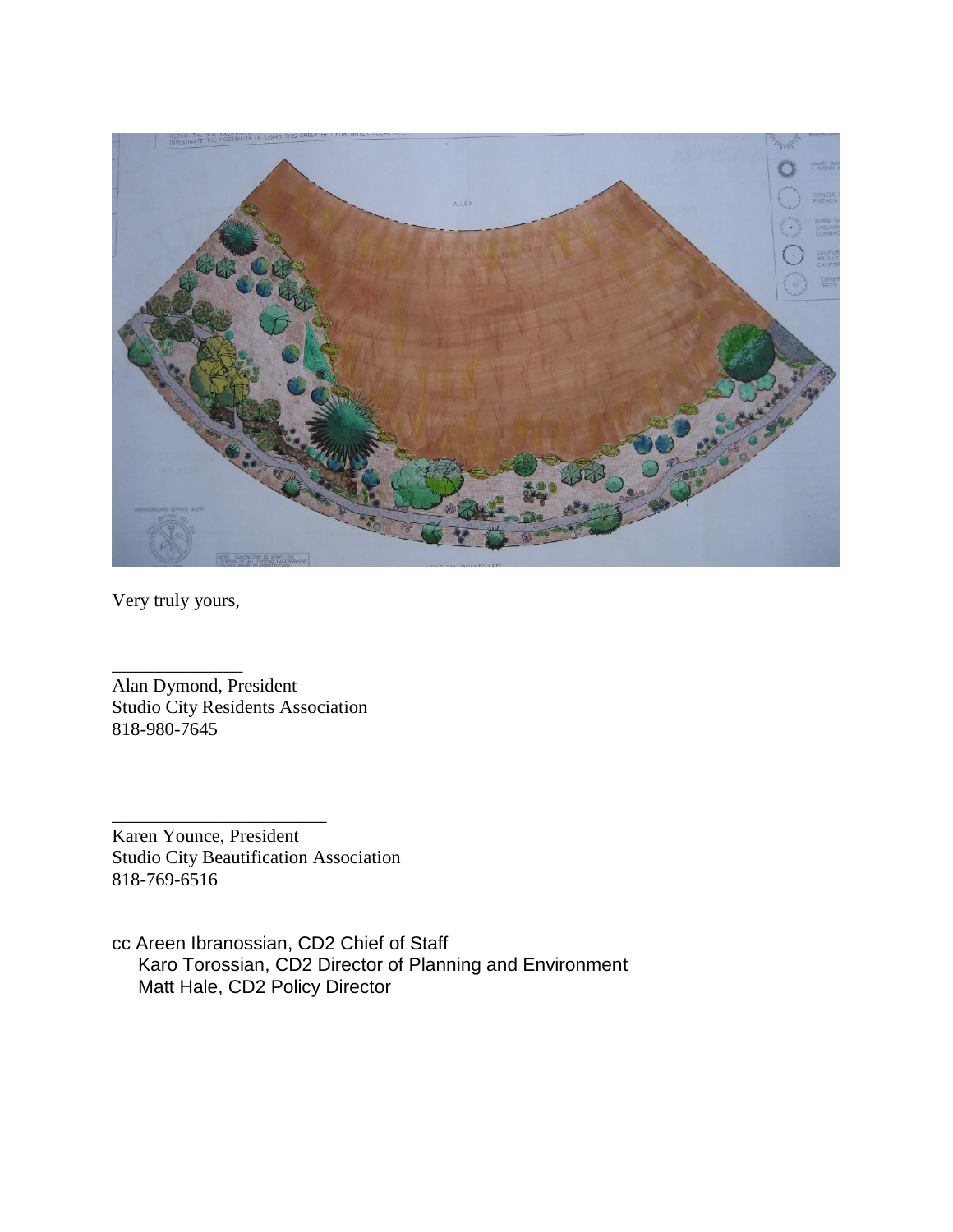Very truly yours,

______________

Alan Dymond, President
Studio City Residents Association
818-980-7645

_______________________

Karen Younce, President
Studio City Beautification Association
818-769-6516

cc Areen Ibranossian, CD2 Chief of Staff
Karo Torossian, CD2 Director of Planning and Environment
Matt Hale, CD2 Policy Director